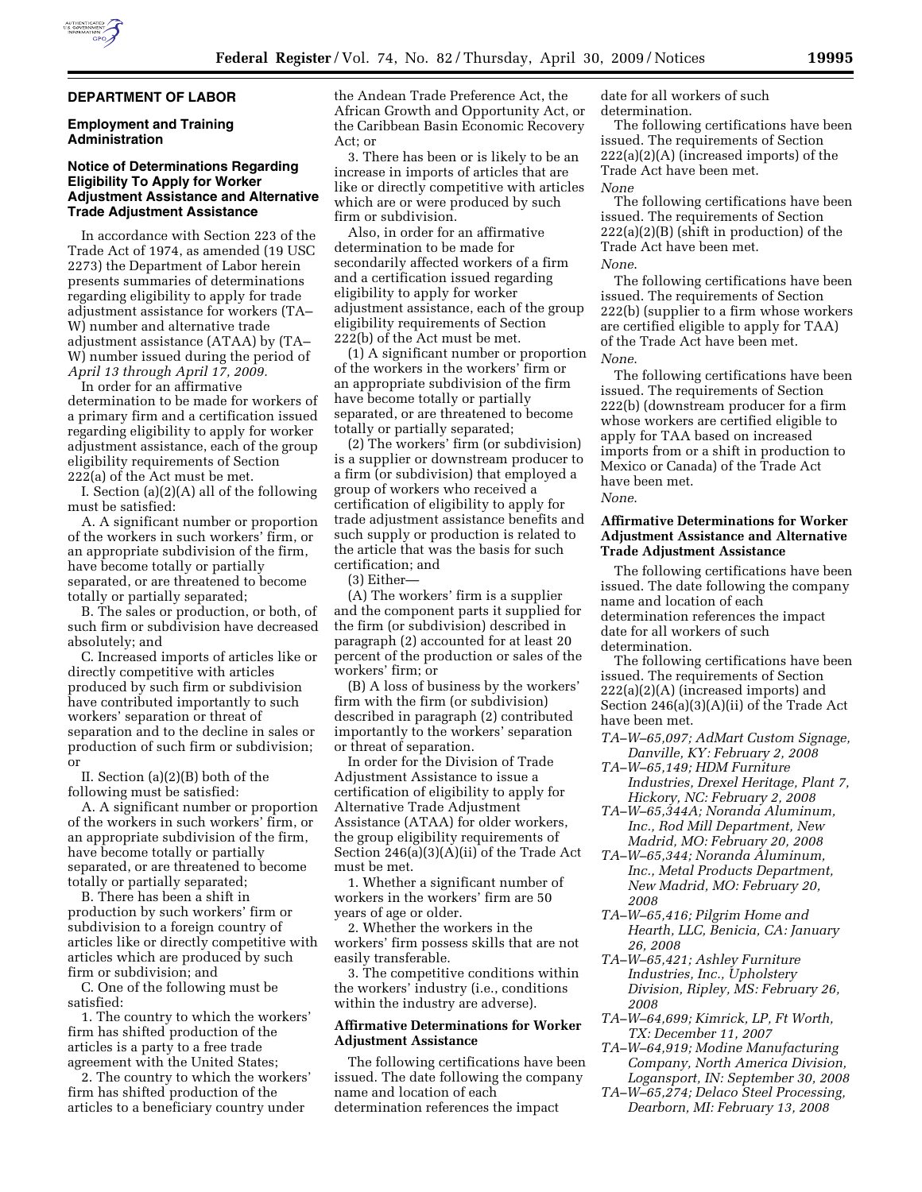## DEPARTMENT OF LABOR

### Employment and Training Administration

### Notice of Determinations Regarding Eligibility To Apply for Worker Adjustment Assistance and Alternative Trade Adjustment Assistance

In accordance with Section 223 of the Trade Act of 1974, as amended (19 USC 2273) the Department of Labor herein presents summaries of determinations regarding eligibility to apply for trade adjustment assistance for workers (TA–W) number and alternative trade adjustment assistance (ATAA) by (TA–W) number issued during the period of *April 13 through April 17, 2009.*

In order for an affirmative determination to be made for workers of a primary firm and a certification issued regarding eligibility to apply for worker adjustment assistance, each of the group eligibility requirements of Section 222(a) of the Act must be met.

I. Section (a)(2)(A) all of the following must be satisfied:

A. A significant number or proportion of the workers in such workers' firm, or an appropriate subdivision of the firm, have become totally or partially separated, or are threatened to become totally or partially separated;

B. The sales or production, or both, of such firm or subdivision have decreased absolutely; and

C. Increased imports of articles like or directly competitive with articles produced by such firm or subdivision have contributed importantly to such workers' separation or threat of separation and to the decline in sales or production of such firm or subdivision; or

II. Section (a)(2)(B) both of the following must be satisfied:

A. A significant number or proportion of the workers in such workers' firm, or an appropriate subdivision of the firm, have become totally or partially separated, or are threatened to become totally or partially separated;

B. There has been a shift in production by such workers' firm or subdivision to a foreign country of articles like or directly competitive with articles which are produced by such firm or subdivision; and

C. One of the following must be satisfied:

1. The country to which the workers' firm has shifted production of the articles is a party to a free trade agreement with the United States;

2. The country to which the workers' firm has shifted production of the articles to a beneficiary country under the Andean Trade Preference Act, the African Growth and Opportunity Act, or the Caribbean Basin Economic Recovery Act; or

3. There has been or is likely to be an increase in imports of articles that are like or directly competitive with articles which are or were produced by such firm or subdivision.

Also, in order for an affirmative determination to be made for secondarily affected workers of a firm and a certification issued regarding eligibility to apply for worker adjustment assistance, each of the group eligibility requirements of Section 222(b) of the Act must be met.

(1) A significant number or proportion of the workers in the workers' firm or an appropriate subdivision of the firm have become totally or partially separated, or are threatened to become totally or partially separated;

(2) The workers' firm (or subdivision) is a supplier or downstream producer to a firm (or subdivision) that employed a group of workers who received a certification of eligibility to apply for trade adjustment assistance benefits and such supply or production is related to the article that was the basis for such certification; and

(3) Either—

(A) The workers' firm is a supplier and the component parts it supplied for the firm (or subdivision) described in paragraph (2) accounted for at least 20 percent of the production or sales of the workers' firm; or

(B) A loss of business by the workers' firm with the firm (or subdivision) described in paragraph (2) contributed importantly to the workers' separation or threat of separation.

In order for the Division of Trade Adjustment Assistance to issue a certification of eligibility to apply for Alternative Trade Adjustment Assistance (ATAA) for older workers, the group eligibility requirements of Section 246(a)(3)(A)(ii) of the Trade Act must be met.

1. Whether a significant number of workers in the workers' firm are 50 years of age or older.

2. Whether the workers in the workers' firm possess skills that are not easily transferable.

3. The competitive conditions within the workers' industry (i.e., conditions within the industry are adverse).

### Affirmative Determinations for Worker Adjustment Assistance

The following certifications have been issued. The date following the company name and location of each determination references the impact date for all workers of such determination.

The following certifications have been issued. The requirements of Section 222(a)(2)(A) (increased imports) of the Trade Act have been met.

*None*

The following certifications have been issued. The requirements of Section 222(a)(2)(B) (shift in production) of the Trade Act have been met.

*None*.

The following certifications have been issued. The requirements of Section 222(b) (supplier to a firm whose workers are certified eligible to apply for TAA) of the Trade Act have been met.

*None*.

The following certifications have been issued. The requirements of Section 222(b) (downstream producer for a firm whose workers are certified eligible to apply for TAA based on increased imports from or a shift in production to Mexico or Canada) of the Trade Act have been met.

*None*.

### Affirmative Determinations for Worker Adjustment Assistance and Alternative Trade Adjustment Assistance

The following certifications have been issued. The date following the company name and location of each determination references the impact date for all workers of such determination.

The following certifications have been issued. The requirements of Section 222(a)(2)(A) (increased imports) and Section 246(a)(3)(A)(ii) of the Trade Act have been met.

*TA–W–65,097; AdMart Custom Signage, Danville, KY: February 2, 2008*

*TA–W–65,149; HDM Furniture Industries, Drexel Heritage, Plant 7, Hickory, NC: February 2, 2008*

*TA–W–65,344A; Noranda Aluminum, Inc., Rod Mill Department, New Madrid, MO: February 20, 2008*

*TA–W–65,344; Noranda Aluminum, Inc., Metal Products Department, New Madrid, MO: February 20, 2008*

*TA–W–65,416; Pilgrim Home and Hearth, LLC, Benicia, CA: January 26, 2008*

*TA–W–65,421; Ashley Furniture Industries, Inc., Upholstery Division, Ripley, MS: February 26, 2008*

*TA–W–64,699; Kimrick, LP, Ft Worth, TX: December 11, 2007*

*TA–W–64,919; Modine Manufacturing Company, North America Division, Logansport, IN: September 30, 2008*

*TA–W–65,274; Delaco Steel Processing, Dearborn, MI: February 13, 2008*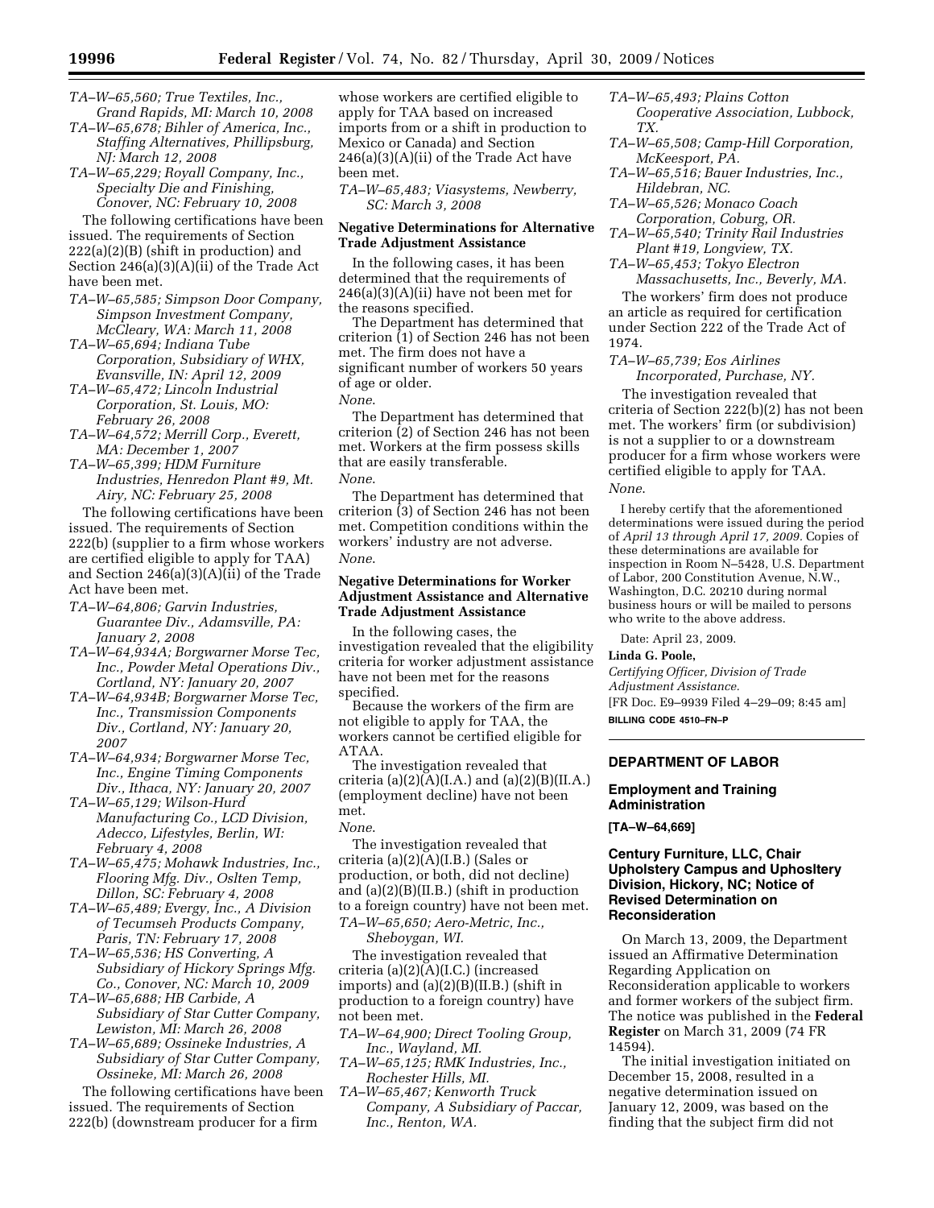*TA–W–65,560; True Textiles, Inc., Grand Rapids, MI: March 10, 2008*

*TA–W–65,678; Bihler of America, Inc., Staffing Alternatives, Phillipsburg, NJ: March 12, 2008*

*TA–W–65,229; Royall Company, Inc., Specialty Die and Finishing, Conover, NC: February 10, 2008*

The following certifications have been issued. The requirements of Section 222(a)(2)(B) (shift in production) and Section 246(a)(3)(A)(ii) of the Trade Act have been met.

*TA–W–65,585; Simpson Door Company, Simpson Investment Company, McCleary, WA: March 11, 2008*

*TA–W–65,694; Indiana Tube Corporation, Subsidiary of WHX, Evansville, IN: April 12, 2009*

*TA–W–65,472; Lincoln Industrial Corporation, St. Louis, MO: February 26, 2008*

*TA–W–64,572; Merrill Corp., Everett, MA: December 1, 2007*

*TA–W–65,399; HDM Furniture Industries, Henredon Plant #9, Mt. Airy, NC: February 25, 2008*

The following certifications have been issued. The requirements of Section 222(b) (supplier to a firm whose workers are certified eligible to apply for TAA) and Section 246(a)(3)(A)(ii) of the Trade Act have been met.

*TA–W–64,806; Garvin Industries, Guarantee Div., Adamsville, PA: January 2, 2008*

*TA–W–64,934A; Borgwarner Morse Tec, Inc., Powder Metal Operations Div., Cortland, NY: January 20, 2007*

*TA–W–64,934B; Borgwarner Morse Tec, Inc., Transmission Components Div., Cortland, NY: January 20, 2007*

*TA–W–64,934; Borgwarner Morse Tec, Inc., Engine Timing Components Div., Ithaca, NY: January 20, 2007*

*TA–W–65,129; Wilson-Hurd Manufacturing Co., LCD Division, Adecco, Lifestyles, Berlin, WI: February 4, 2008*

*TA–W–65,475; Mohawk Industries, Inc., Flooring Mfg. Div., Oslten Temp, Dillon, SC: February 4, 2008*

*TA–W–65,489; Evergy, Inc., A Division of Tecumseh Products Company, Paris, TN: February 17, 2008*

*TA–W–65,536; HS Converting, A Subsidiary of Hickory Springs Mfg. Co., Conover, NC: March 10, 2009*

*TA–W–65,688; HB Carbide, A Subsidiary of Star Cutter Company, Lewiston, MI: March 26, 2008*

*TA–W–65,689; Ossineke Industries, A Subsidiary of Star Cutter Company, Ossineke, MI: March 26, 2008*

The following certifications have been issued. The requirements of Section 222(b) (downstream producer for a firm whose workers are certified eligible to apply for TAA based on increased imports from or a shift in production to Mexico or Canada) and Section 246(a)(3)(A)(ii) of the Trade Act have been met.

*TA–W–65,483; Viasystems, Newberry, SC: March 3, 2008*

### Negative Determinations for Alternative Trade Adjustment Assistance

In the following cases, it has been determined that the requirements of 246(a)(3)(A)(ii) have not been met for the reasons specified.

The Department has determined that criterion (1) of Section 246 has not been met. The firm does not have a significant number of workers 50 years of age or older.

*None.*

The Department has determined that criterion (2) of Section 246 has not been met. Workers at the firm possess skills that are easily transferable.

*None.*

The Department has determined that criterion (3) of Section 246 has not been met. Competition conditions within the workers' industry are not adverse.

*None.*

### Negative Determinations for Worker Adjustment Assistance and Alternative Trade Adjustment Assistance

In the following cases, the investigation revealed that the eligibility criteria for worker adjustment assistance have not been met for the reasons specified.

Because the workers of the firm are not eligible to apply for TAA, the workers cannot be certified eligible for ATAA.

The investigation revealed that criteria (a)(2)(A)(I.A.) and (a)(2)(B)(II.A.) (employment decline) have not been met.

*None.*

The investigation revealed that criteria (a)(2)(A)(I.B.) (Sales or production, or both, did not decline) and (a)(2)(B)(II.B.) (shift in production to a foreign country) have not been met.

*TA–W–65,650; Aero-Metric, Inc., Sheboygan, WI.*

The investigation revealed that criteria (a)(2)(A)(I.C.) (increased imports) and (a)(2)(B)(II.B.) (shift in production to a foreign country) have not been met.

*TA–W–64,900; Direct Tooling Group, Inc., Wayland, MI.*

*TA–W–65,125; RMK Industries, Inc., Rochester Hills, MI.*

*TA–W–65,467; Kenworth Truck Company, A Subsidiary of Paccar, Inc., Renton, WA.*

*TA–W–65,493; Plains Cotton Cooperative Association, Lubbock, TX.*

*TA–W–65,508; Camp-Hill Corporation, McKeesport, PA.*

*TA–W–65,516; Bauer Industries, Inc., Hildebran, NC.*

*TA–W–65,526; Monaco Coach Corporation, Coburg, OR.*

*TA–W–65,540; Trinity Rail Industries Plant #19, Longview, TX.*

*TA–W–65,453; Tokyo Electron Massachusetts, Inc., Beverly, MA.*

The workers' firm does not produce an article as required for certification under Section 222 of the Trade Act of 1974.

*TA–W–65,739; Eos Airlines Incorporated, Purchase, NY.*

The investigation revealed that criteria of Section 222(b)(2) has not been met. The workers' firm (or subdivision) is not a supplier to or a downstream producer for a firm whose workers were certified eligible to apply for TAA.

*None.*

I hereby certify that the aforementioned determinations were issued during the period of *April 13 through April 17, 2009.* Copies of these determinations are available for inspection in Room N–5428, U.S. Department of Labor, 200 Constitution Avenue, N.W., Washington, D.C. 20210 during normal business hours or will be mailed to persons who write to the above address.

Date: April 23, 2009.

**Linda G. Poole,**

*Certifying Officer, Division of Trade Adjustment Assistance.*

[FR Doc. E9–9939 Filed 4–29–09; 8:45 am]

**BILLING CODE 4510–FN–P**

---

## DEPARTMENT OF LABOR

### Employment and Training Administration

**[TA–W–64,669]**

### Century Furniture, LLC, Chair Upholstery Campus and Uphosltery Division, Hickory, NC; Notice of Revised Determination on Reconsideration

On March 13, 2009, the Department issued an Affirmative Determination Regarding Application on Reconsideration applicable to workers and former workers of the subject firm. The notice was published in the **Federal Register** on March 31, 2009 (74 FR 14594).

The initial investigation initiated on December 15, 2008, resulted in a negative determination issued on January 12, 2009, was based on the finding that the subject firm did not